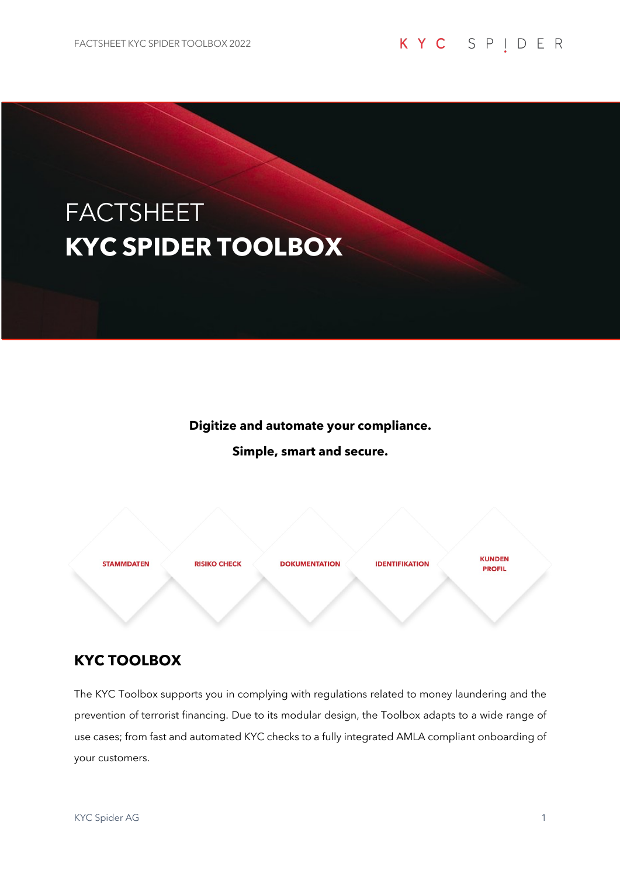# FACTSHEET
# KYC SPIDER TOOLBOX

**Digitize and automate your compliance.**

**Simple, smart and secure.**

STAMMDATEN

RISIKO CHECK

DOKUMENTATION

IDENTIFIKATION

KUNDEN PROFIL

## KYC TOOLBOX

The KYC Toolbox supports you in complying with regulations related to money laundering and the prevention of terrorist financing. Due to its modular design, the Toolbox adapts to a wide range of use cases; from fast and automated KYC checks to a fully integrated AMLA compliant onboarding of your customers.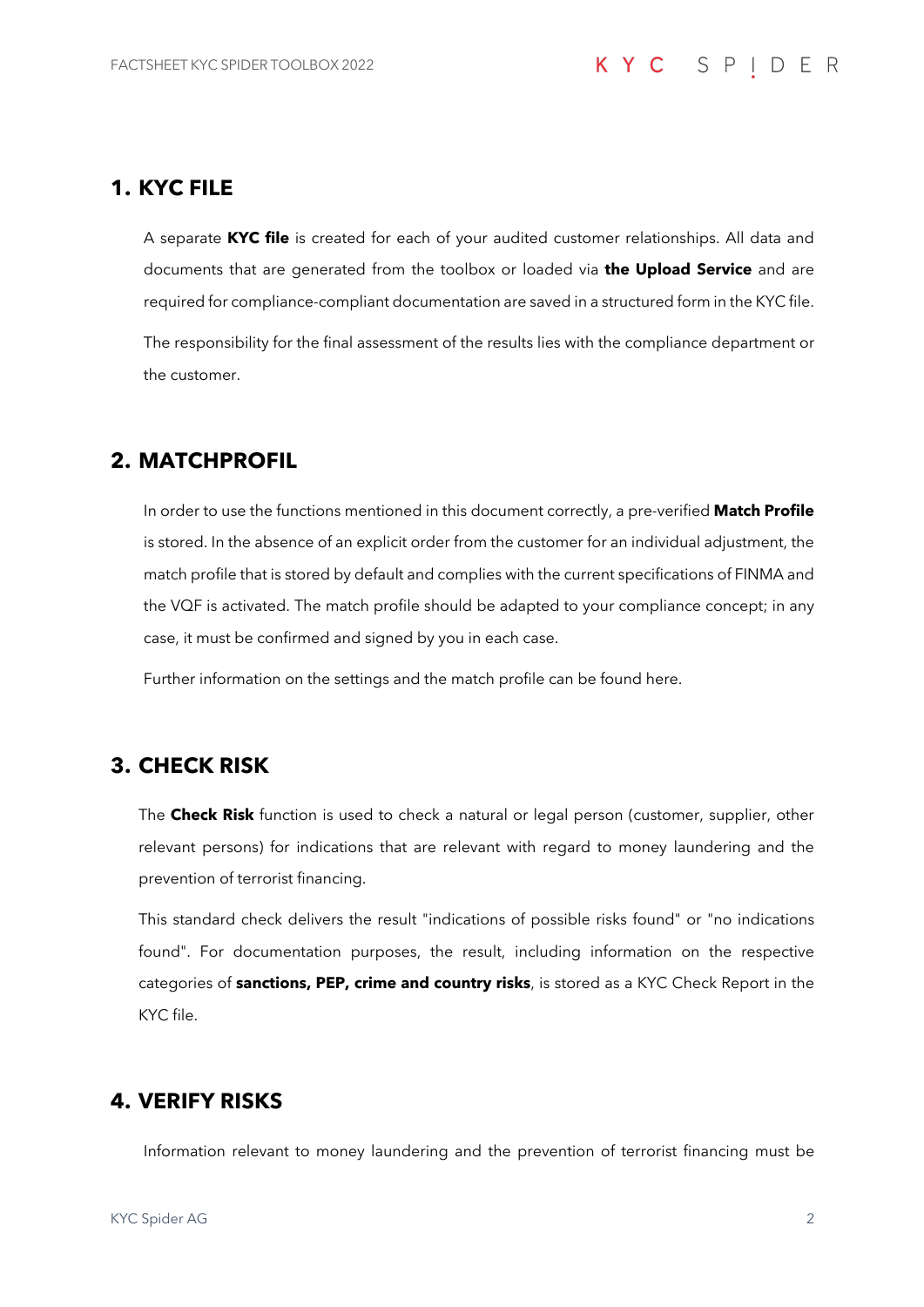## 1. KYC FILE

A separate **KYC file** is created for each of your audited customer relationships. All data and documents that are generated from the toolbox or loaded via **the Upload Service** and are required for compliance-compliant documentation are saved in a structured form in the KYC file.

The responsibility for the final assessment of the results lies with the compliance department or the customer.

## 2. MATCHPROFIL

In order to use the functions mentioned in this document correctly, a pre-verified **Match Profile** is stored. In the absence of an explicit order from the customer for an individual adjustment, the match profile that is stored by default and complies with the current specifications of FINMA and the VQF is activated. The match profile should be adapted to your compliance concept; in any case, it must be confirmed and signed by you in each case.

Further information on the settings and the match profile can be found here.

## 3. CHECK RISK

The **Check Risk** function is used to check a natural or legal person (customer, supplier, other relevant persons) for indications that are relevant with regard to money laundering and the prevention of terrorist financing.

This standard check delivers the result "indications of possible risks found" or "no indications found". For documentation purposes, the result, including information on the respective categories of **sanctions, PEP, crime and country risks**, is stored as a KYC Check Report in the KYC file.

## 4. VERIFY RISKS

Information relevant to money laundering and the prevention of terrorist financing must be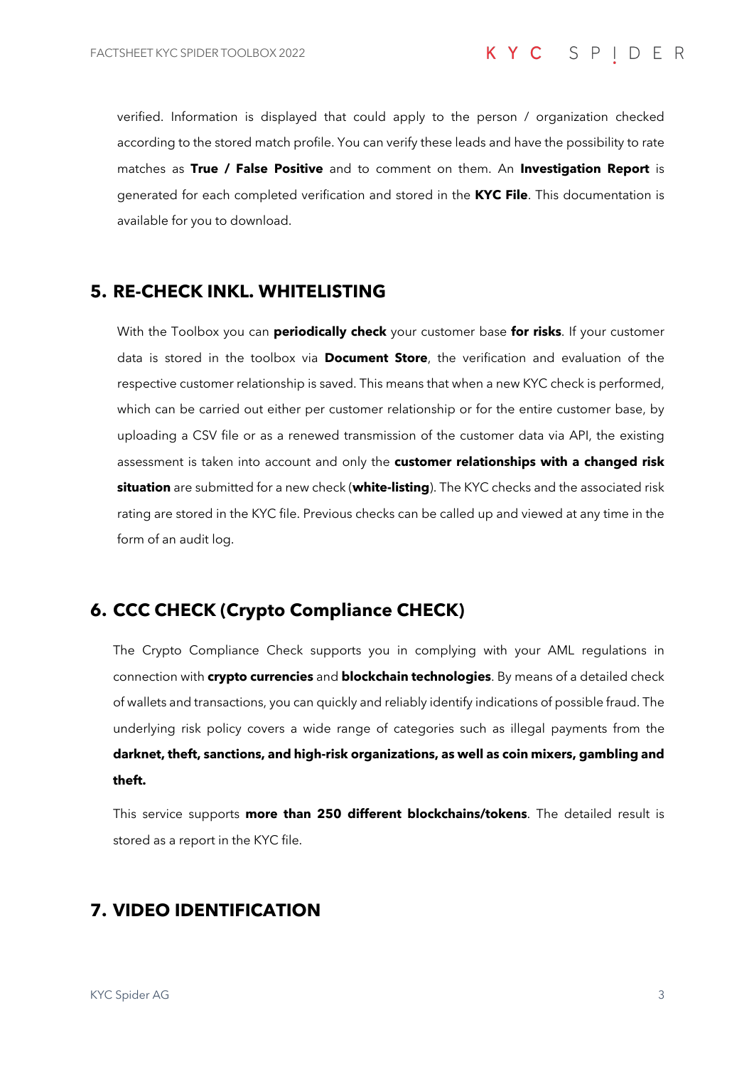verified. Information is displayed that could apply to the person / organization checked according to the stored match profile. You can verify these leads and have the possibility to rate matches as **True / False Positive** and to comment on them. An **Investigation Report** is generated for each completed verification and stored in the **KYC File**. This documentation is available for you to download.

## 5. RE-CHECK INKL. WHITELISTING

With the Toolbox you can **periodically check** your customer base **for risks**. If your customer data is stored in the toolbox via **Document Store**, the verification and evaluation of the respective customer relationship is saved. This means that when a new KYC check is performed, which can be carried out either per customer relationship or for the entire customer base, by uploading a CSV file or as a renewed transmission of the customer data via API, the existing assessment is taken into account and only the **customer relationships with a changed risk situation** are submitted for a new check (**white-listing**). The KYC checks and the associated risk rating are stored in the KYC file. Previous checks can be called up and viewed at any time in the form of an audit log.

## 6. CCC CHECK (Crypto Compliance CHECK)

The Crypto Compliance Check supports you in complying with your AML regulations in connection with **crypto currencies** and **blockchain technologies**. By means of a detailed check of wallets and transactions, you can quickly and reliably identify indications of possible fraud. The underlying risk policy covers a wide range of categories such as illegal payments from the **darknet, theft, sanctions, and high-risk organizations, as well as coin mixers, gambling and theft.**

This service supports **more than 250 different blockchains/tokens**. The detailed result is stored as a report in the KYC file.

## 7. VIDEO IDENTIFICATION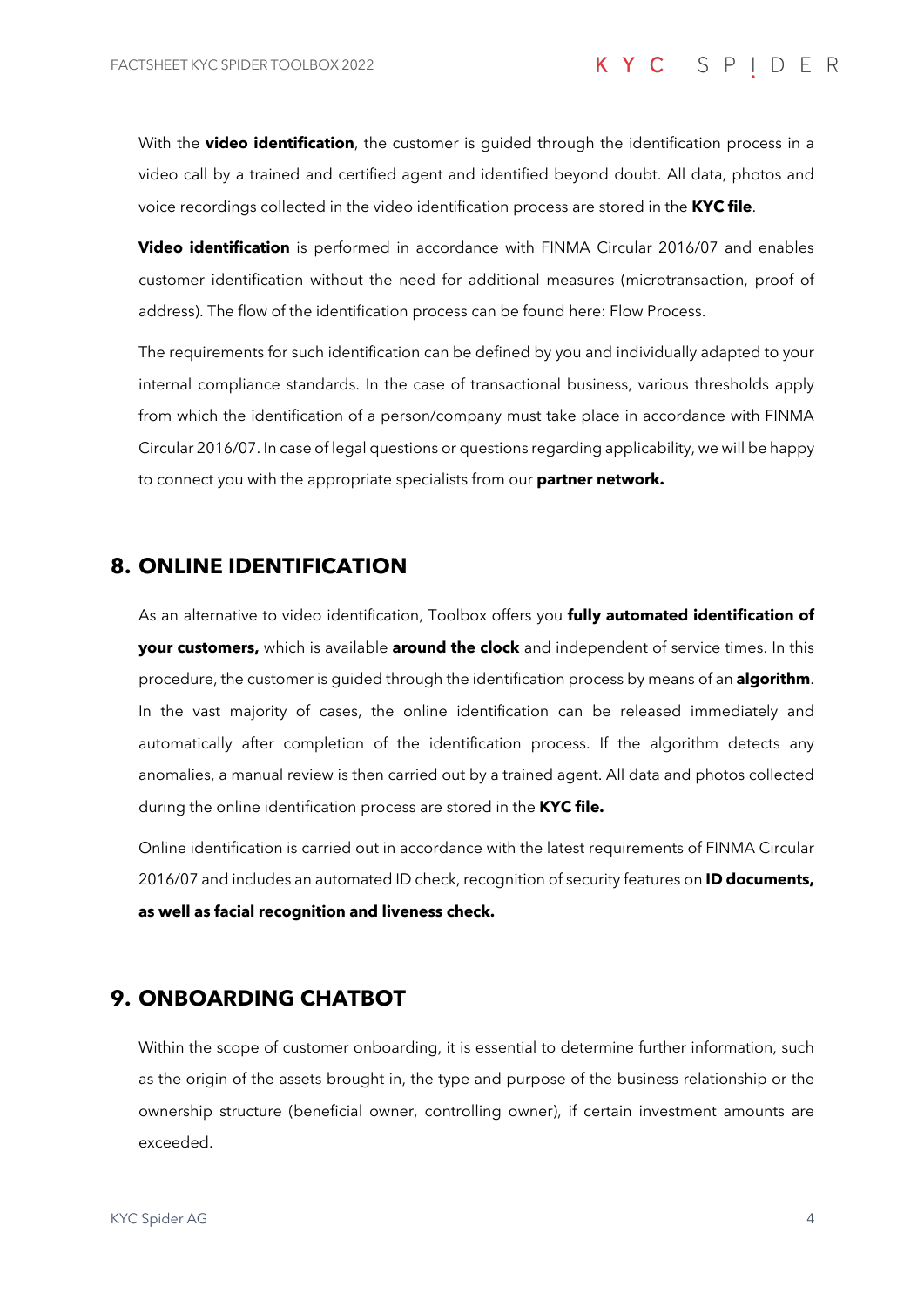With the **video identification**, the customer is guided through the identification process in a video call by a trained and certified agent and identified beyond doubt. All data, photos and voice recordings collected in the video identification process are stored in the **KYC file**.

**Video identification** is performed in accordance with FINMA Circular 2016/07 and enables customer identification without the need for additional measures (microtransaction, proof of address). The flow of the identification process can be found here: Flow Process.

The requirements for such identification can be defined by you and individually adapted to your internal compliance standards. In the case of transactional business, various thresholds apply from which the identification of a person/company must take place in accordance with FINMA Circular 2016/07. In case of legal questions or questions regarding applicability, we will be happy to connect you with the appropriate specialists from our **partner network.**

## 8. ONLINE IDENTIFICATION

As an alternative to video identification, Toolbox offers you **fully automated identification of your customers,** which is available **around the clock** and independent of service times. In this procedure, the customer is guided through the identification process by means of an **algorithm**. In the vast majority of cases, the online identification can be released immediately and automatically after completion of the identification process. If the algorithm detects any anomalies, a manual review is then carried out by a trained agent. All data and photos collected during the online identification process are stored in the **KYC file.**

Online identification is carried out in accordance with the latest requirements of FINMA Circular 2016/07 and includes an automated ID check, recognition of security features on **ID documents, as well as facial recognition and liveness check.**

## 9. ONBOARDING CHATBOT

Within the scope of customer onboarding, it is essential to determine further information, such as the origin of the assets brought in, the type and purpose of the business relationship or the ownership structure (beneficial owner, controlling owner), if certain investment amounts are exceeded.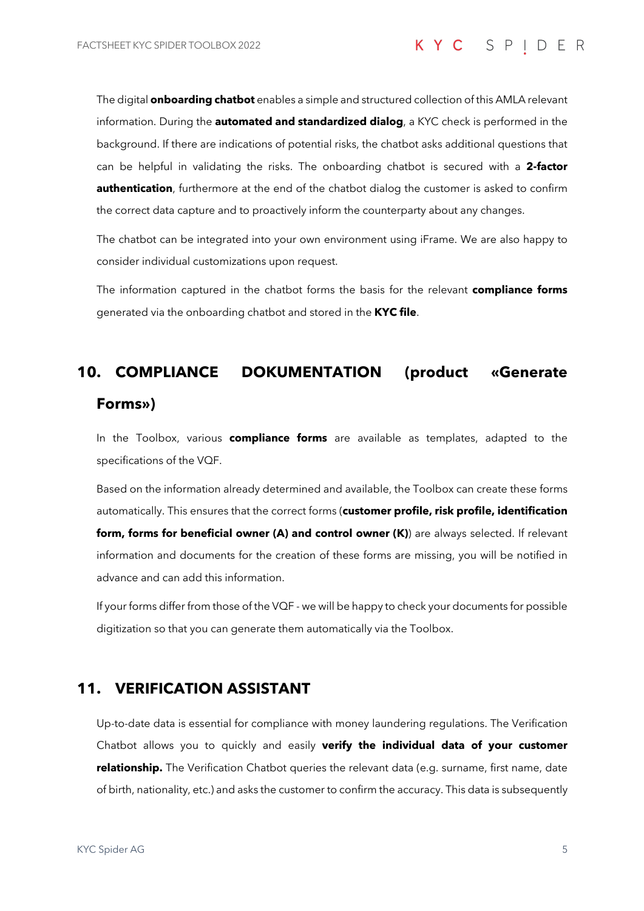The digital **onboarding chatbot** enables a simple and structured collection of this AMLA relevant information. During the **automated and standardized dialog**, a KYC check is performed in the background. If there are indications of potential risks, the chatbot asks additional questions that can be helpful in validating the risks. The onboarding chatbot is secured with a **2-factor authentication**, furthermore at the end of the chatbot dialog the customer is asked to confirm the correct data capture and to proactively inform the counterparty about any changes.

The chatbot can be integrated into your own environment using iFrame. We are also happy to consider individual customizations upon request.

The information captured in the chatbot forms the basis for the relevant **compliance forms** generated via the onboarding chatbot and stored in the **KYC file**.

## 10. COMPLIANCE DOKUMENTATION (product «Generate Forms»)

In the Toolbox, various **compliance forms** are available as templates, adapted to the specifications of the VQF.

Based on the information already determined and available, the Toolbox can create these forms automatically. This ensures that the correct forms (**customer profile, risk profile, identification form, forms for beneficial owner (A) and control owner (K)**) are always selected. If relevant information and documents for the creation of these forms are missing, you will be notified in advance and can add this information.

If your forms differ from those of the VQF - we will be happy to check your documents for possible digitization so that you can generate them automatically via the Toolbox.

## 11. VERIFICATION ASSISTANT

Up-to-date data is essential for compliance with money laundering regulations. The Verification Chatbot allows you to quickly and easily **verify the individual data of your customer relationship.** The Verification Chatbot queries the relevant data (e.g. surname, first name, date of birth, nationality, etc.) and asks the customer to confirm the accuracy. This data is subsequently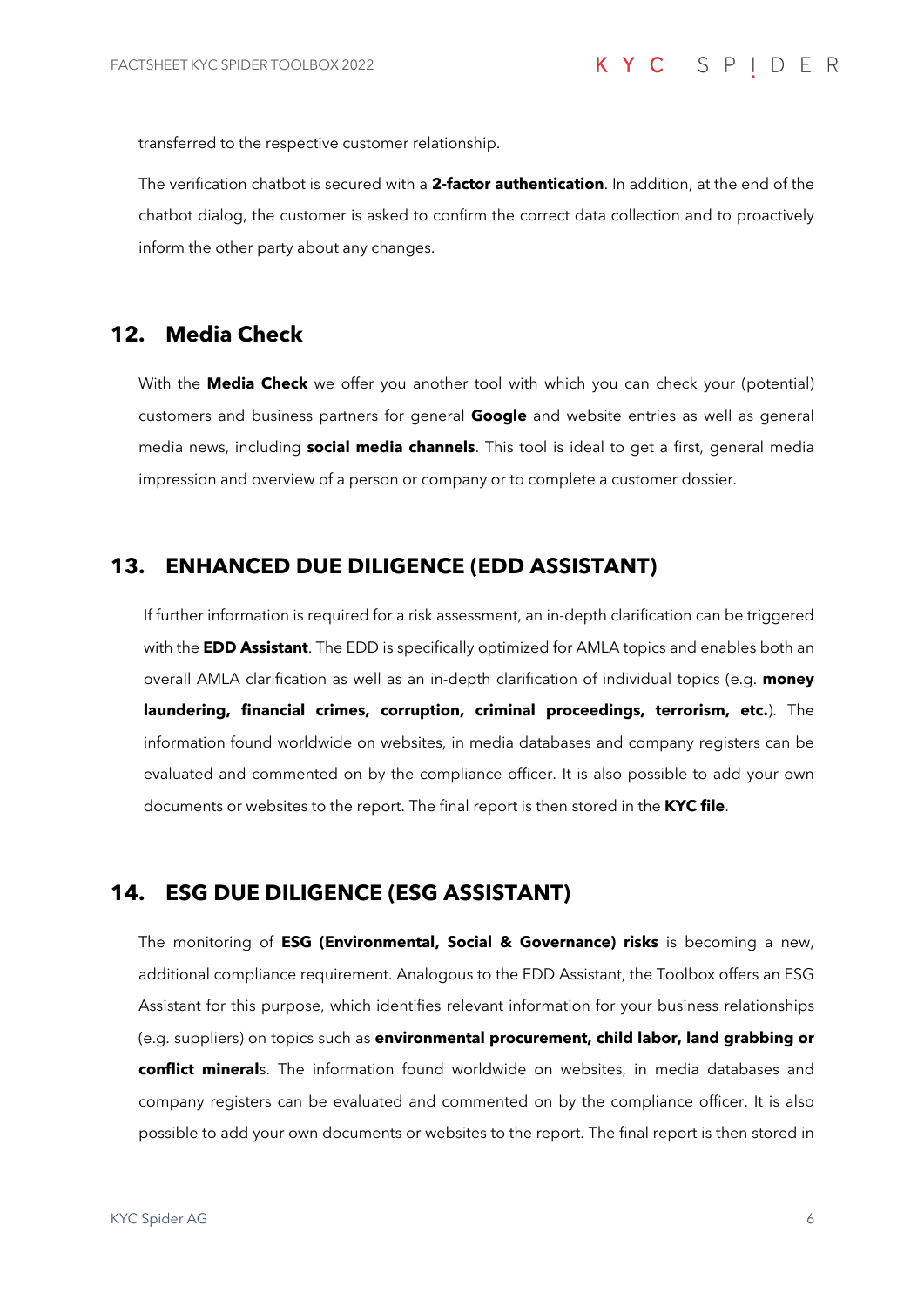transferred to the respective customer relationship.

The verification chatbot is secured with a **2-factor authentication**. In addition, at the end of the chatbot dialog, the customer is asked to confirm the correct data collection and to proactively inform the other party about any changes.

## 12. Media Check

With the **Media Check** we offer you another tool with which you can check your (potential) customers and business partners for general **Google** and website entries as well as general media news, including **social media channels**. This tool is ideal to get a first, general media impression and overview of a person or company or to complete a customer dossier.

## 13. ENHANCED DUE DILIGENCE (EDD ASSISTANT)

If further information is required for a risk assessment, an in-depth clarification can be triggered with the **EDD Assistant**. The EDD is specifically optimized for AMLA topics and enables both an overall AMLA clarification as well as an in-depth clarification of individual topics (e.g. **money laundering, financial crimes, corruption, criminal proceedings, terrorism, etc.**). The information found worldwide on websites, in media databases and company registers can be evaluated and commented on by the compliance officer. It is also possible to add your own documents or websites to the report. The final report is then stored in the **KYC file**.

## 14. ESG DUE DILIGENCE (ESG ASSISTANT)

The monitoring of **ESG (Environmental, Social & Governance) risks** is becoming a new, additional compliance requirement. Analogous to the EDD Assistant, the Toolbox offers an ESG Assistant for this purpose, which identifies relevant information for your business relationships (e.g. suppliers) on topics such as **environmental procurement, child labor, land grabbing or conflict mineral**s. The information found worldwide on websites, in media databases and company registers can be evaluated and commented on by the compliance officer. It is also possible to add your own documents or websites to the report. The final report is then stored in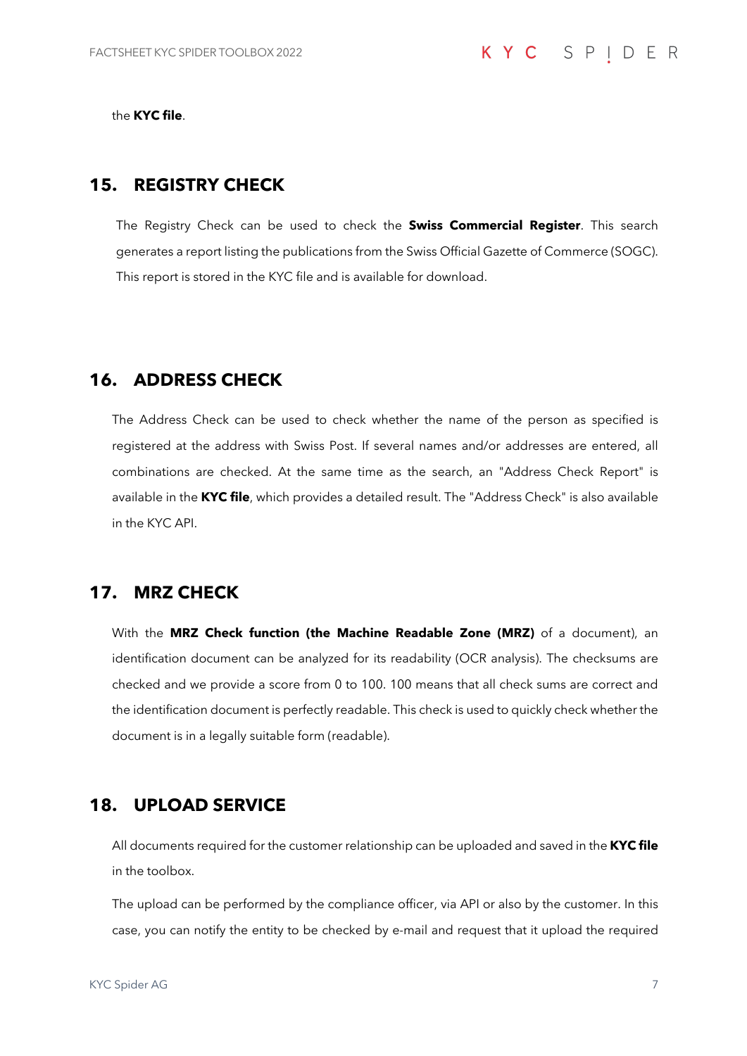the **KYC file**.

## 15. REGISTRY CHECK

The Registry Check can be used to check the **Swiss Commercial Register**. This search generates a report listing the publications from the Swiss Official Gazette of Commerce (SOGC). This report is stored in the KYC file and is available for download.

## 16. ADDRESS CHECK

The Address Check can be used to check whether the name of the person as specified is registered at the address with Swiss Post. If several names and/or addresses are entered, all combinations are checked. At the same time as the search, an "Address Check Report" is available in the **KYC file**, which provides a detailed result. The "Address Check" is also available in the KYC API.

## 17. MRZ CHECK

With the **MRZ Check function (the Machine Readable Zone (MRZ)** of a document), an identification document can be analyzed for its readability (OCR analysis). The checksums are checked and we provide a score from 0 to 100. 100 means that all check sums are correct and the identification document is perfectly readable. This check is used to quickly check whether the document is in a legally suitable form (readable).

## 18. UPLOAD SERVICE

All documents required for the customer relationship can be uploaded and saved in the **KYC file** in the toolbox.

The upload can be performed by the compliance officer, via API or also by the customer. In this case, you can notify the entity to be checked by e-mail and request that it upload the required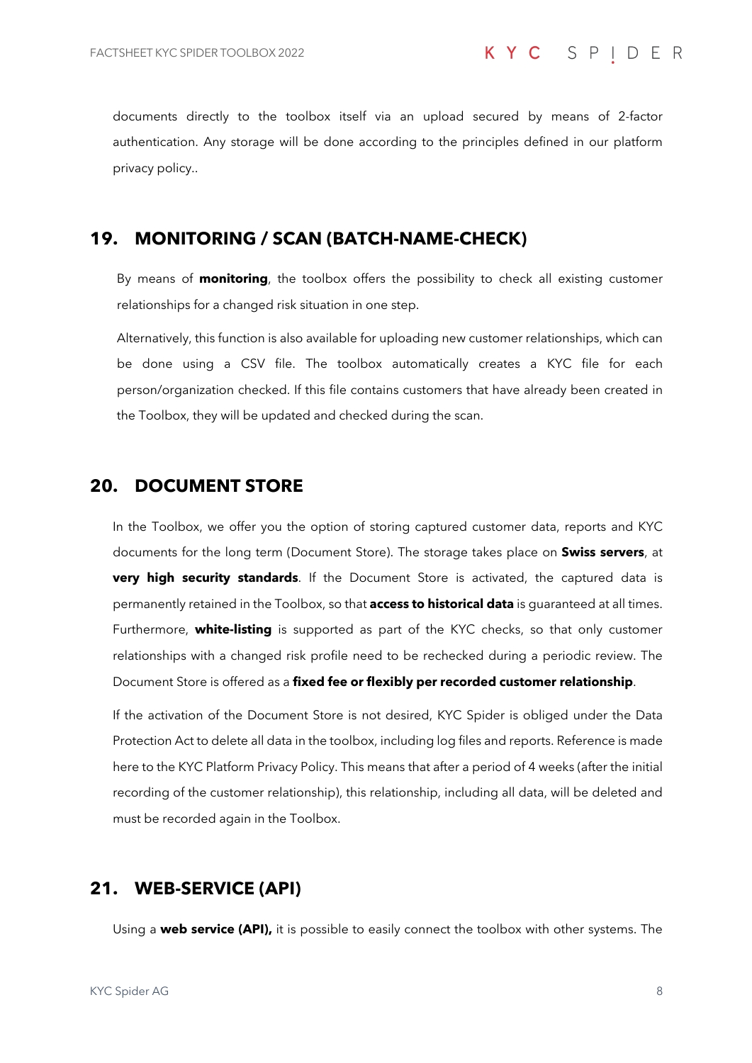documents directly to the toolbox itself via an upload secured by means of 2-factor authentication. Any storage will be done according to the principles defined in our platform privacy policy..

## 19. MONITORING / SCAN (BATCH-NAME-CHECK)

By means of **monitoring**, the toolbox offers the possibility to check all existing customer relationships for a changed risk situation in one step.

Alternatively, this function is also available for uploading new customer relationships, which can be done using a CSV file. The toolbox automatically creates a KYC file for each person/organization checked. If this file contains customers that have already been created in the Toolbox, they will be updated and checked during the scan.

## 20. DOCUMENT STORE

In the Toolbox, we offer you the option of storing captured customer data, reports and KYC documents for the long term (Document Store). The storage takes place on **Swiss servers**, at **very high security standards**. If the Document Store is activated, the captured data is permanently retained in the Toolbox, so that **access to historical data** is guaranteed at all times. Furthermore, **white-listing** is supported as part of the KYC checks, so that only customer relationships with a changed risk profile need to be rechecked during a periodic review. The Document Store is offered as a **fixed fee or flexibly per recorded customer relationship**.

If the activation of the Document Store is not desired, KYC Spider is obliged under the Data Protection Act to delete all data in the toolbox, including log files and reports. Reference is made here to the KYC Platform Privacy Policy. This means that after a period of 4 weeks (after the initial recording of the customer relationship), this relationship, including all data, will be deleted and must be recorded again in the Toolbox.

## 21. WEB-SERVICE (API)

Using a **web service (API),** it is possible to easily connect the toolbox with other systems. The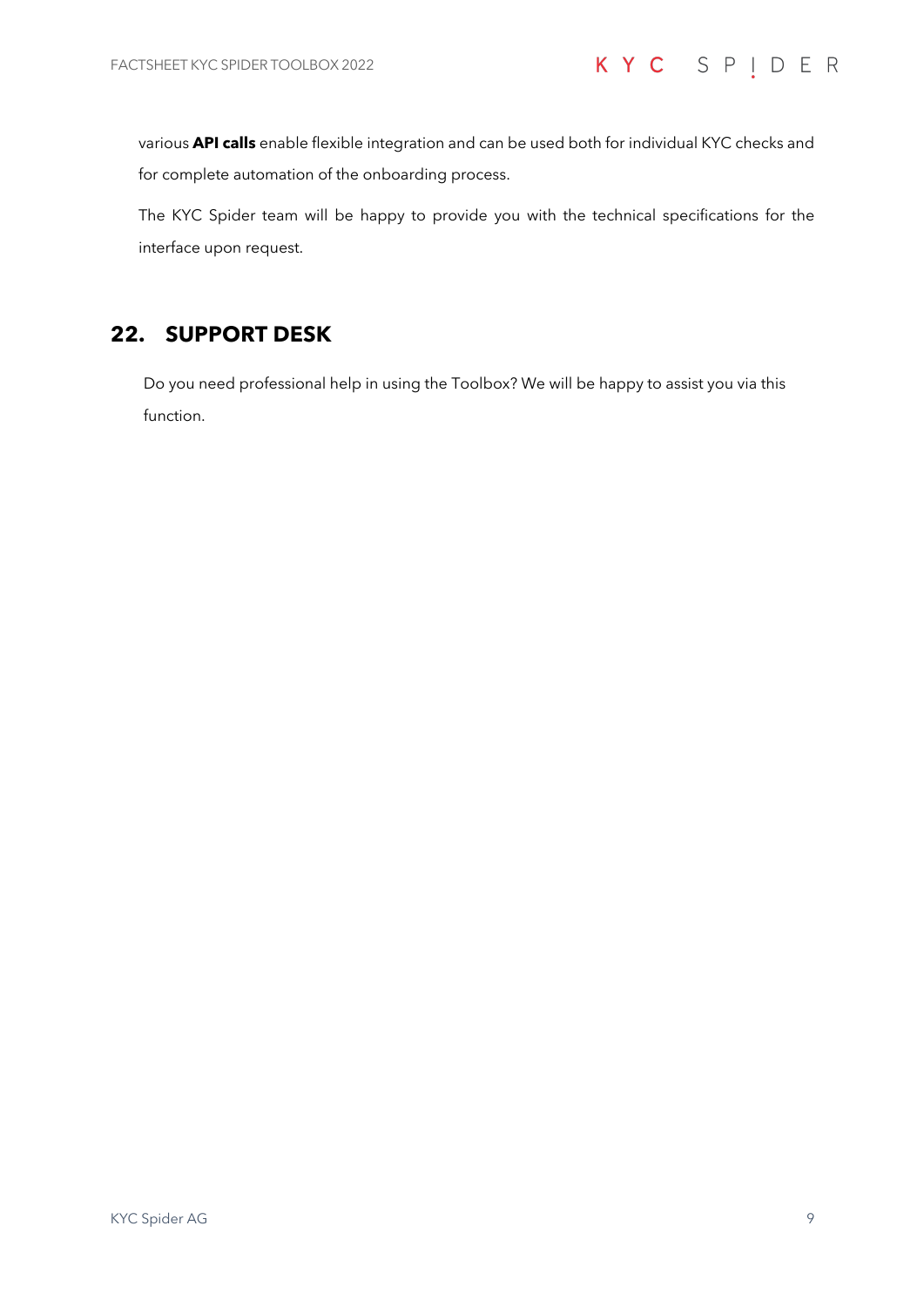various **API calls** enable flexible integration and can be used both for individual KYC checks and for complete automation of the onboarding process.

The KYC Spider team will be happy to provide you with the technical specifications for the interface upon request.

## 22. SUPPORT DESK

Do you need professional help in using the Toolbox? We will be happy to assist you via this function.